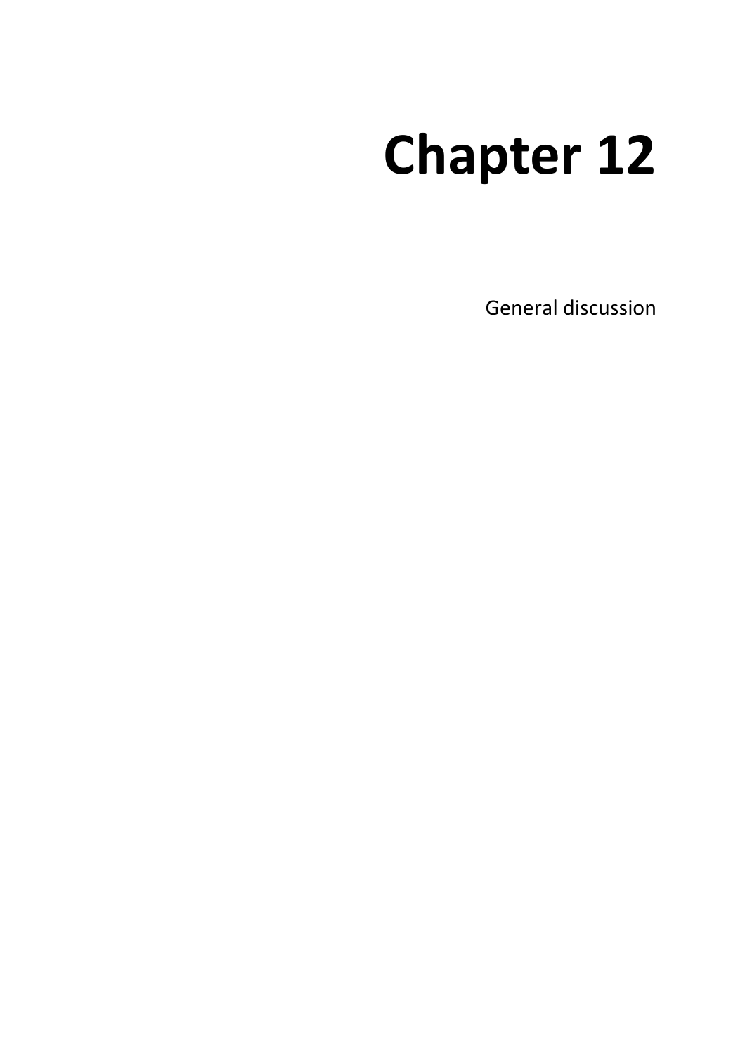# Chapter 12

General discussion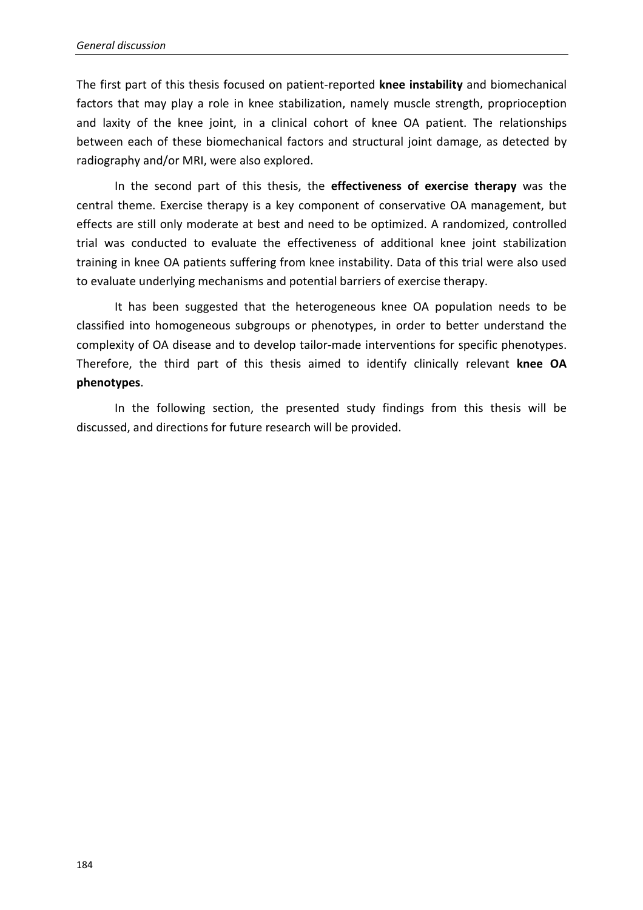The first part of this thesis focused on patient-reported **knee instability** and biomechanical factors that may play a role in knee stabilization, namely muscle strength, proprioception and laxity of the knee joint, in a clinical cohort of knee OA patient. The relationships between each of these biomechanical factors and structural joint damage, as detected by radiography and/or MRI, were also explored.

In the second part of this thesis, the **effectiveness of exercise therapy** was the central theme. Exercise therapy is a key component of conservative OA management, but effects are still only moderate at best and need to be optimized. A randomized, controlled trial was conducted to evaluate the effectiveness of additional knee joint stabilization training in knee OA patients suffering from knee instability. Data of this trial were also used to evaluate underlying mechanisms and potential barriers of exercise therapy.

It has been suggested that the heterogeneous knee OA population needs to be classified into homogeneous subgroups or phenotypes, in order to better understand the complexity of OA disease and to develop tailor-made interventions for specific phenotypes. Therefore, the third part of this thesis aimed to identify clinically relevant **knee OA phenotypes**.

In the following section, the presented study findings from this thesis will be discussed, and directions for future research will be provided.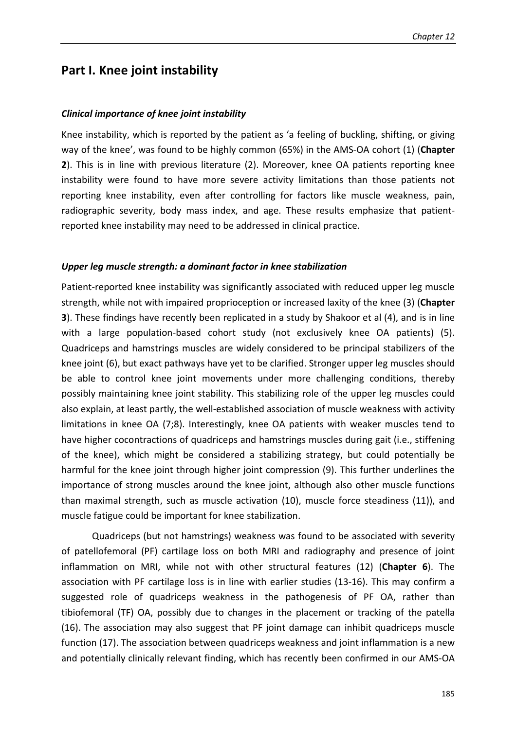## Part I. Knee joint instability

### *Clinical importance of knee joint instability*

Knee instability, which is reported by the patient as 'a feeling of buckling, shifting, or giving way of the knee', was found to be highly common (65%) in the AMS-OA cohort (1) (**Chapter 2**). This is in line with previous literature (2). Moreover, knee OA patients reporting knee instability were found to have more severe activity limitations than those patients not reporting knee instability, even after controlling for factors like muscle weakness, pain, radiographic severity, body mass index, and age. These results emphasize that patient-reported knee instability may need to be addressed in clinical practice.

### *Upper leg muscle strength: a dominant factor in knee stabilization*

Patient-reported knee instability was significantly associated with reduced upper leg muscle strength, while not with impaired proprioception or increased laxity of the knee (3) (**Chapter 3**). These findings have recently been replicated in a study by Shakoor et al (4), and is in line with a large population-based cohort study (not exclusively knee OA patients) (5). Quadriceps and hamstrings muscles are widely considered to be principal stabilizers of the knee joint (6), but exact pathways have yet to be clarified. Stronger upper leg muscles should be able to control knee joint movements under more challenging conditions, thereby possibly maintaining knee joint stability. This stabilizing role of the upper leg muscles could also explain, at least partly, the well-established association of muscle weakness with activity limitations in knee OA (7;8). Interestingly, knee OA patients with weaker muscles tend to have higher cocontractions of quadriceps and hamstrings muscles during gait (i.e., stiffening of the knee), which might be considered a stabilizing strategy, but could potentially be harmful for the knee joint through higher joint compression (9). This further underlines the importance of strong muscles around the knee joint, although also other muscle functions than maximal strength, such as muscle activation (10), muscle force steadiness (11)), and muscle fatigue could be important for knee stabilization.

Quadriceps (but not hamstrings) weakness was found to be associated with severity of patellofemoral (PF) cartilage loss on both MRI and radiography and presence of joint inflammation on MRI, while not with other structural features (12) (**Chapter 6**). The association with PF cartilage loss is in line with earlier studies (13-16). This may confirm a suggested role of quadriceps weakness in the pathogenesis of PF OA, rather than tibiofemoral (TF) OA, possibly due to changes in the placement or tracking of the patella (16). The association may also suggest that PF joint damage can inhibit quadriceps muscle function (17). The association between quadriceps weakness and joint inflammation is a new and potentially clinically relevant finding, which has recently been confirmed in our AMS-OA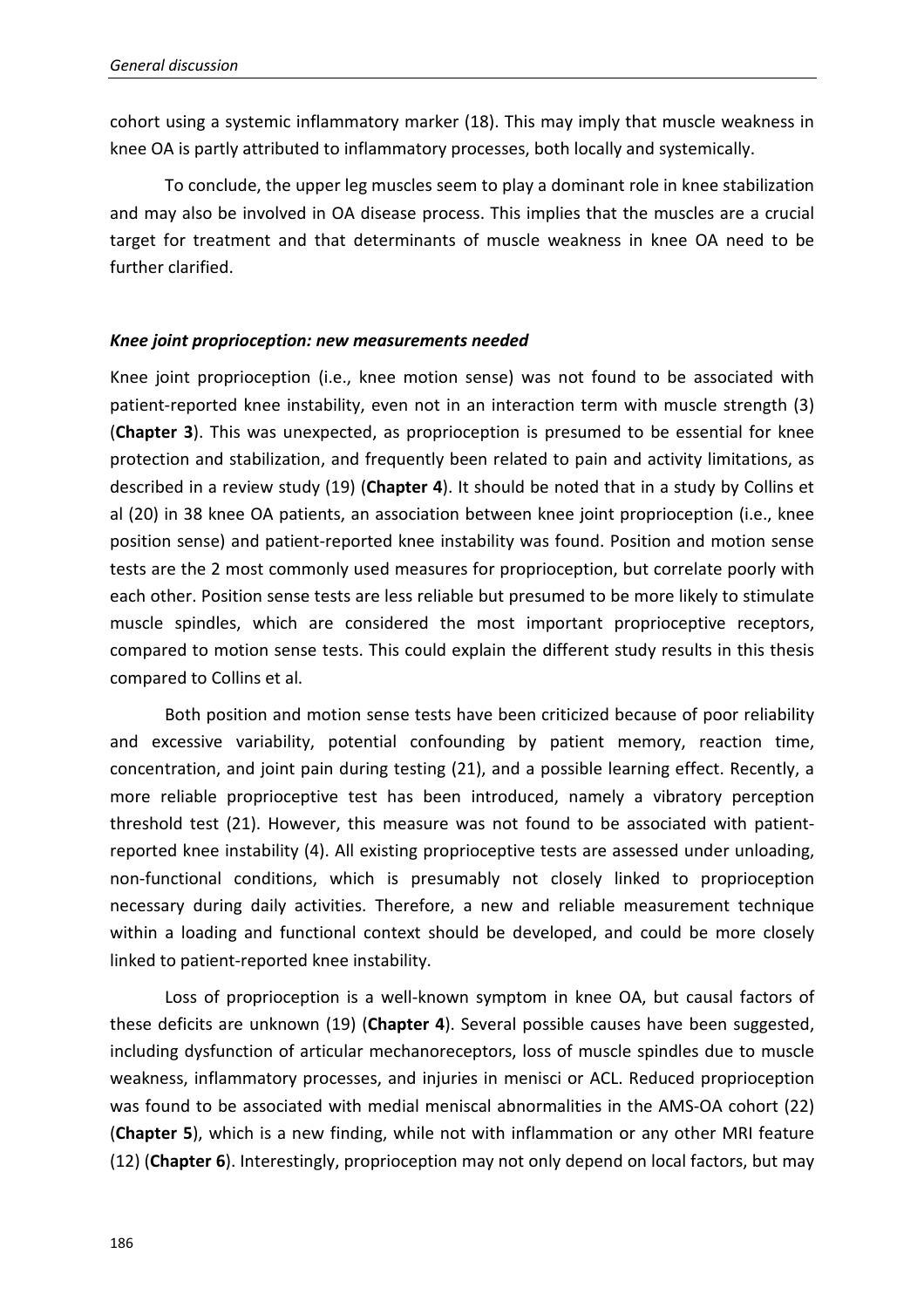cohort using a systemic inflammatory marker (18). This may imply that muscle weakness in knee OA is partly attributed to inflammatory processes, both locally and systemically.

To conclude, the upper leg muscles seem to play a dominant role in knee stabilization and may also be involved in OA disease process. This implies that the muscles are a crucial target for treatment and that determinants of muscle weakness in knee OA need to be further clarified.

### ***Knee joint proprioception: new measurements needed***

Knee joint proprioception (i.e., knee motion sense) was not found to be associated with patient-reported knee instability, even not in an interaction term with muscle strength (3) (**Chapter 3**). This was unexpected, as proprioception is presumed to be essential for knee protection and stabilization, and frequently been related to pain and activity limitations, as described in a review study (19) (**Chapter 4**). It should be noted that in a study by Collins et al (20) in 38 knee OA patients, an association between knee joint proprioception (i.e., knee position sense) and patient-reported knee instability was found. Position and motion sense tests are the 2 most commonly used measures for proprioception, but correlate poorly with each other. Position sense tests are less reliable but presumed to be more likely to stimulate muscle spindles, which are considered the most important proprioceptive receptors, compared to motion sense tests. This could explain the different study results in this thesis compared to Collins et al.

Both position and motion sense tests have been criticized because of poor reliability and excessive variability, potential confounding by patient memory, reaction time, concentration, and joint pain during testing (21), and a possible learning effect. Recently, a more reliable proprioceptive test has been introduced, namely a vibratory perception threshold test (21). However, this measure was not found to be associated with patient-reported knee instability (4). All existing proprioceptive tests are assessed under unloading, non-functional conditions, which is presumably not closely linked to proprioception necessary during daily activities. Therefore, a new and reliable measurement technique within a loading and functional context should be developed, and could be more closely linked to patient-reported knee instability.

Loss of proprioception is a well-known symptom in knee OA, but causal factors of these deficits are unknown (19) (**Chapter 4**). Several possible causes have been suggested, including dysfunction of articular mechanoreceptors, loss of muscle spindles due to muscle weakness, inflammatory processes, and injuries in menisci or ACL. Reduced proprioception was found to be associated with medial meniscal abnormalities in the AMS-OA cohort (22) (**Chapter 5**), which is a new finding, while not with inflammation or any other MRI feature (12) (**Chapter 6**). Interestingly, proprioception may not only depend on local factors, but may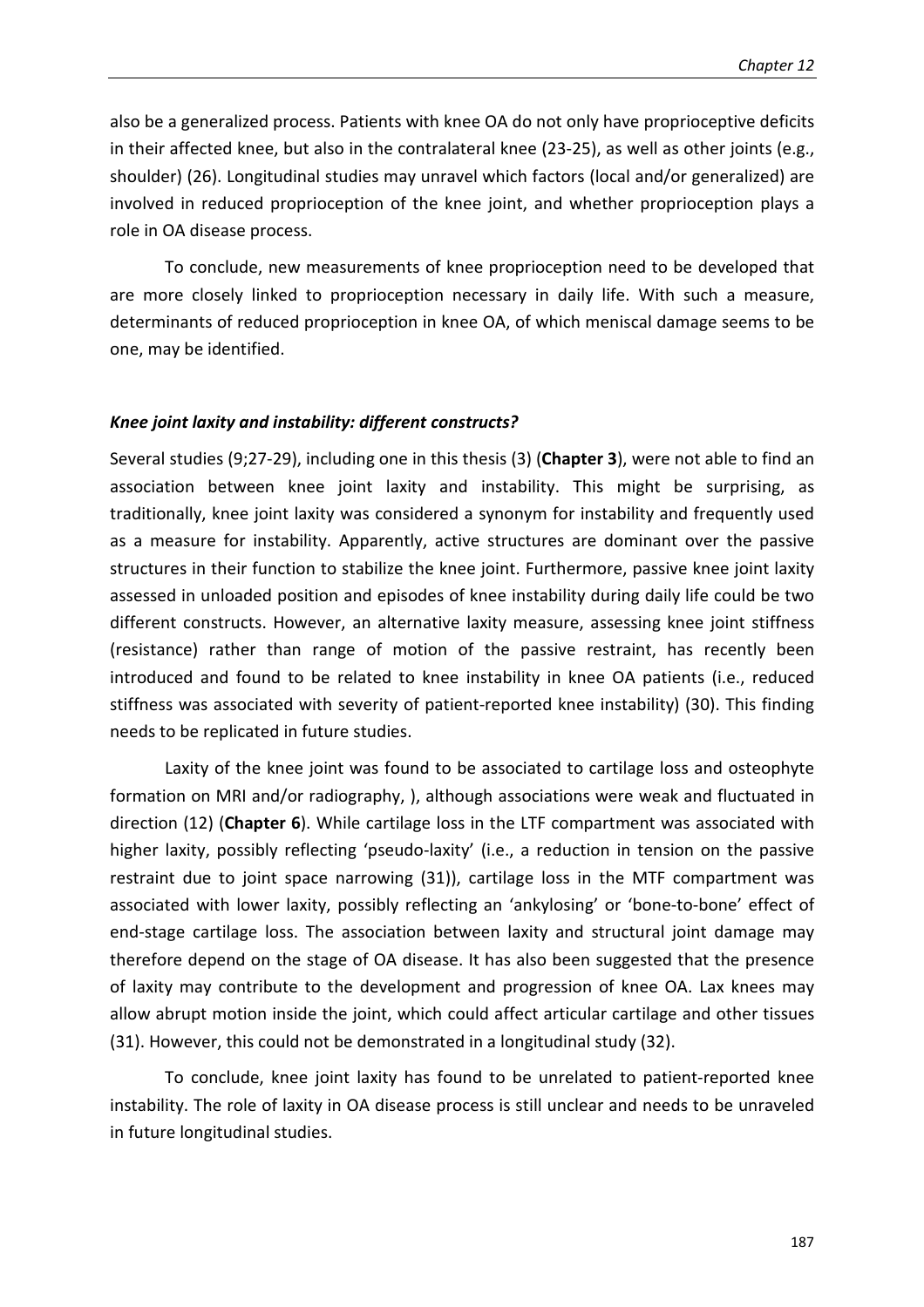also be a generalized process. Patients with knee OA do not only have proprioceptive deficits in their affected knee, but also in the contralateral knee (23-25), as well as other joints (e.g., shoulder) (26). Longitudinal studies may unravel which factors (local and/or generalized) are involved in reduced proprioception of the knee joint, and whether proprioception plays a role in OA disease process.

To conclude, new measurements of knee proprioception need to be developed that are more closely linked to proprioception necessary in daily life. With such a measure, determinants of reduced proprioception in knee OA, of which meniscal damage seems to be one, may be identified.

### *Knee joint laxity and instability: different constructs?*

Several studies (9;27-29), including one in this thesis (3) (**Chapter 3**), were not able to find an association between knee joint laxity and instability. This might be surprising, as traditionally, knee joint laxity was considered a synonym for instability and frequently used as a measure for instability. Apparently, active structures are dominant over the passive structures in their function to stabilize the knee joint. Furthermore, passive knee joint laxity assessed in unloaded position and episodes of knee instability during daily life could be two different constructs. However, an alternative laxity measure, assessing knee joint stiffness (resistance) rather than range of motion of the passive restraint, has recently been introduced and found to be related to knee instability in knee OA patients (i.e., reduced stiffness was associated with severity of patient-reported knee instability) (30). This finding needs to be replicated in future studies.

Laxity of the knee joint was found to be associated to cartilage loss and osteophyte formation on MRI and/or radiography, ), although associations were weak and fluctuated in direction (12) (**Chapter 6**). While cartilage loss in the LTF compartment was associated with higher laxity, possibly reflecting 'pseudo-laxity' (i.e., a reduction in tension on the passive restraint due to joint space narrowing (31)), cartilage loss in the MTF compartment was associated with lower laxity, possibly reflecting an 'ankylosing' or 'bone-to-bone' effect of end-stage cartilage loss. The association between laxity and structural joint damage may therefore depend on the stage of OA disease. It has also been suggested that the presence of laxity may contribute to the development and progression of knee OA. Lax knees may allow abrupt motion inside the joint, which could affect articular cartilage and other tissues (31). However, this could not be demonstrated in a longitudinal study (32).

To conclude, knee joint laxity has found to be unrelated to patient-reported knee instability. The role of laxity in OA disease process is still unclear and needs to be unraveled in future longitudinal studies.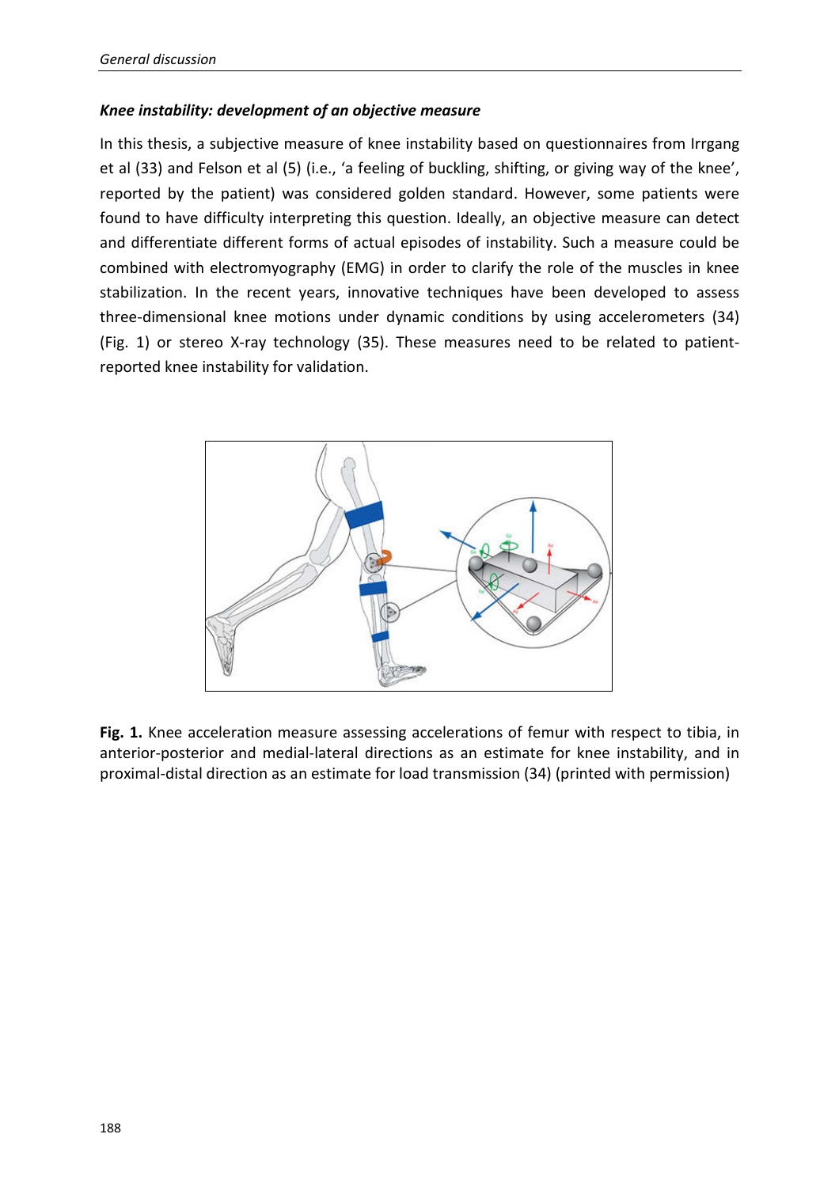### *Knee instability: development of an objective measure*

In this thesis, a subjective measure of knee instability based on questionnaires from Irrgang et al (33) and Felson et al (5) (i.e., 'a feeling of buckling, shifting, or giving way of the knee', reported by the patient) was considered golden standard. However, some patients were found to have difficulty interpreting this question. Ideally, an objective measure can detect and differentiate different forms of actual episodes of instability. Such a measure could be combined with electromyography (EMG) in order to clarify the role of the muscles in knee stabilization. In the recent years, innovative techniques have been developed to assess three-dimensional knee motions under dynamic conditions by using accelerometers (34) (Fig. 1) or stereo X-ray technology (35). These measures need to be related to patient-reported knee instability for validation.

**Fig. 1.** Knee acceleration measure assessing accelerations of femur with respect to tibia, in anterior-posterior and medial-lateral directions as an estimate for knee instability, and in proximal-distal direction as an estimate for load transmission (34) (printed with permission)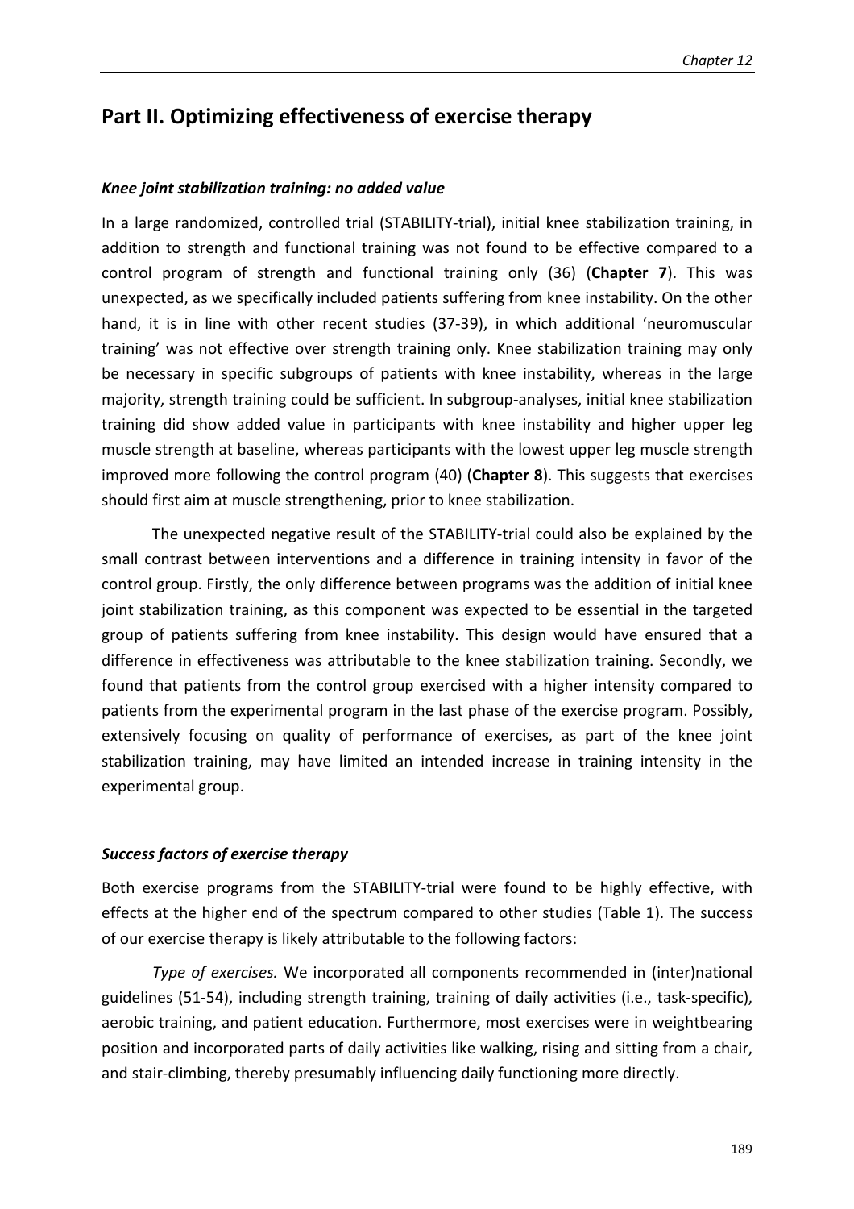## Part II. Optimizing effectiveness of exercise therapy

### *Knee joint stabilization training: no added value*

In a large randomized, controlled trial (STABILITY-trial), initial knee stabilization training, in addition to strength and functional training was not found to be effective compared to a control program of strength and functional training only (36) (**Chapter 7**). This was unexpected, as we specifically included patients suffering from knee instability. On the other hand, it is in line with other recent studies (37-39), in which additional 'neuromuscular training' was not effective over strength training only. Knee stabilization training may only be necessary in specific subgroups of patients with knee instability, whereas in the large majority, strength training could be sufficient. In subgroup-analyses, initial knee stabilization training did show added value in participants with knee instability and higher upper leg muscle strength at baseline, whereas participants with the lowest upper leg muscle strength improved more following the control program (40) (**Chapter 8**). This suggests that exercises should first aim at muscle strengthening, prior to knee stabilization.

The unexpected negative result of the STABILITY-trial could also be explained by the small contrast between interventions and a difference in training intensity in favor of the control group. Firstly, the only difference between programs was the addition of initial knee joint stabilization training, as this component was expected to be essential in the targeted group of patients suffering from knee instability. This design would have ensured that a difference in effectiveness was attributable to the knee stabilization training. Secondly, we found that patients from the control group exercised with a higher intensity compared to patients from the experimental program in the last phase of the exercise program. Possibly, extensively focusing on quality of performance of exercises, as part of the knee joint stabilization training, may have limited an intended increase in training intensity in the experimental group.

### *Success factors of exercise therapy*

Both exercise programs from the STABILITY-trial were found to be highly effective, with effects at the higher end of the spectrum compared to other studies (Table 1). The success of our exercise therapy is likely attributable to the following factors:

*Type of exercises.* We incorporated all components recommended in (inter)national guidelines (51-54), including strength training, training of daily activities (i.e., task-specific), aerobic training, and patient education. Furthermore, most exercises were in weightbearing position and incorporated parts of daily activities like walking, rising and sitting from a chair, and stair-climbing, thereby presumably influencing daily functioning more directly.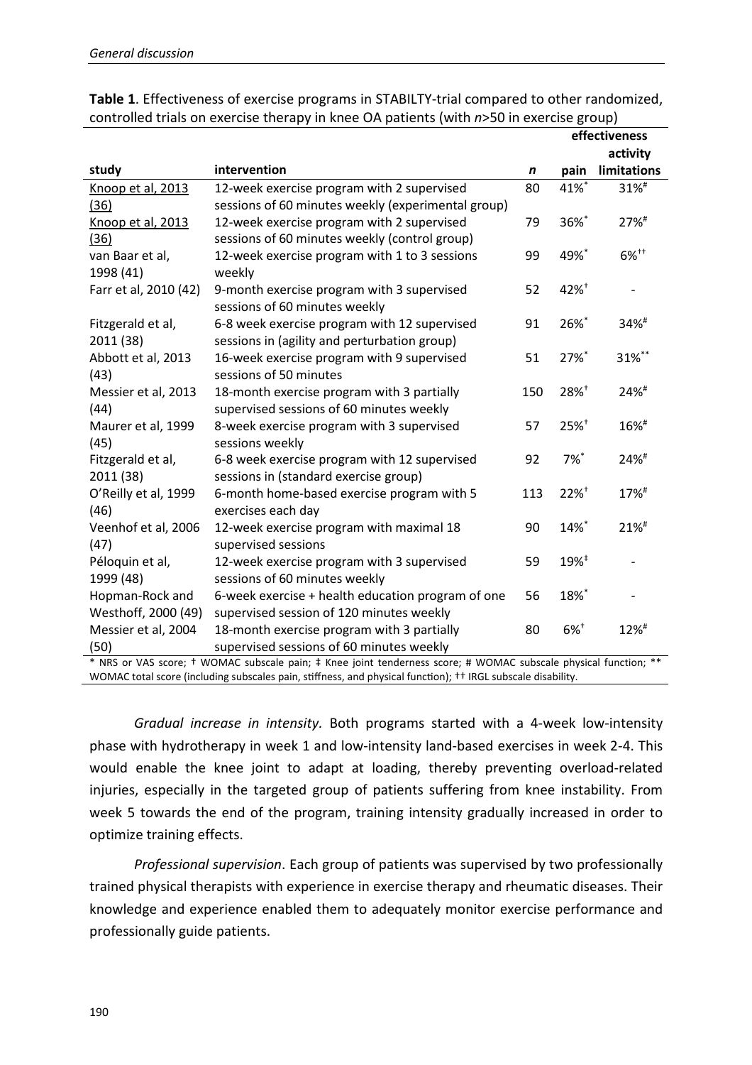**Table 1**. Effectiveness of exercise programs in STABILTY-trial compared to other randomized, controlled trials on exercise therapy in knee OA patients (with *n*>50 in exercise group)

| study | intervention | *n* | effectiveness pain | effectiveness activity limitations |
|---|---|---|---|---|
| Knoop et al, 2013 (36) | 12-week exercise program with 2 supervised sessions of 60 minutes weekly (experimental group) | 80 | 41%* | 31%# |
| Knoop et al, 2013 (36) | 12-week exercise program with 2 supervised sessions of 60 minutes weekly (control group) | 79 | 36%* | 27%# |
| van Baar et al, 1998 (41) | 12-week exercise program with 1 to 3 sessions weekly | 99 | 49%* | 6%†† |
| Farr et al, 2010 (42) | 9-month exercise program with 3 supervised sessions of 60 minutes weekly | 52 | 42%† | - |
| Fitzgerald et al, 2011 (38) | 6-8 week exercise program with 12 supervised sessions in (agility and perturbation group) | 91 | 26%* | 34%# |
| Abbott et al, 2013 (43) | 16-week exercise program with 9 supervised sessions of 50 minutes | 51 | 27%* | 31%** |
| Messier et al, 2013 (44) | 18-month exercise program with 3 partially supervised sessions of 60 minutes weekly | 150 | 28%† | 24%# |
| Maurer et al, 1999 (45) | 8-week exercise program with 3 supervised sessions weekly | 57 | 25%† | 16%# |
| Fitzgerald et al, 2011 (38) | 6-8 week exercise program with 12 supervised sessions in (standard exercise group) | 92 | 7%* | 24%# |
| O'Reilly et al, 1999 (46) | 6-month home-based exercise program with 5 exercises each day | 113 | 22%† | 17%# |
| Veenhof et al, 2006 (47) | 12-week exercise program with maximal 18 supervised sessions | 90 | 14%* | 21%# |
| Péloquin et al, 1999 (48) | 12-week exercise program with 3 supervised sessions of 60 minutes weekly | 59 | 19%‡ | - |
| Hopman-Rock and Westhoff, 2000 (49) | 6-week exercise + health education program of one supervised session of 120 minutes weekly | 56 | 18%* | - |
| Messier et al, 2004 (50) | 18-month exercise program with 3 partially supervised sessions of 60 minutes weekly | 80 | 6%† | 12%# |

\* NRS or VAS score; † WOMAC subscale pain; ‡ Knee joint tenderness score; # WOMAC subscale physical function; ** WOMAC total score (including subscales pain, stiffness, and physical function); †† IRGL subscale disability.

*Gradual increase in intensity.* Both programs started with a 4-week low-intensity phase with hydrotherapy in week 1 and low-intensity land-based exercises in week 2-4. This would enable the knee joint to adapt at loading, thereby preventing overload-related injuries, especially in the targeted group of patients suffering from knee instability. From week 5 towards the end of the program, training intensity gradually increased in order to optimize training effects.

*Professional supervision*. Each group of patients was supervised by two professionally trained physical therapists with experience in exercise therapy and rheumatic diseases. Their knowledge and experience enabled them to adequately monitor exercise performance and professionally guide patients.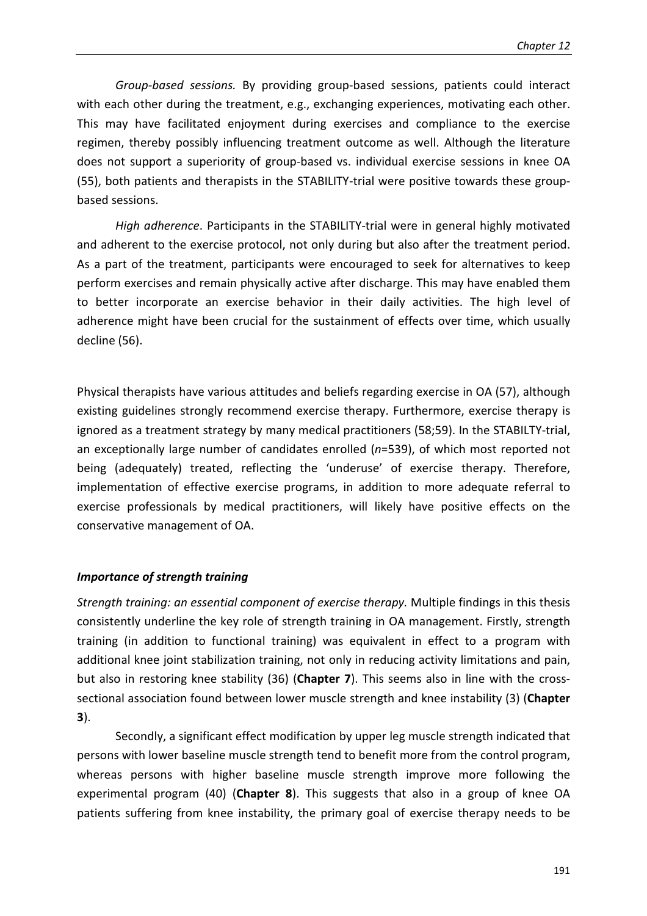*Group-based sessions.* By providing group-based sessions, patients could interact with each other during the treatment, e.g., exchanging experiences, motivating each other. This may have facilitated enjoyment during exercises and compliance to the exercise regimen, thereby possibly influencing treatment outcome as well. Although the literature does not support a superiority of group-based vs. individual exercise sessions in knee OA (55), both patients and therapists in the STABILITY-trial were positive towards these group-based sessions.

*High adherence*. Participants in the STABILITY-trial were in general highly motivated and adherent to the exercise protocol, not only during but also after the treatment period. As a part of the treatment, participants were encouraged to seek for alternatives to keep perform exercises and remain physically active after discharge. This may have enabled them to better incorporate an exercise behavior in their daily activities. The high level of adherence might have been crucial for the sustainment of effects over time, which usually decline (56).

Physical therapists have various attitudes and beliefs regarding exercise in OA (57), although existing guidelines strongly recommend exercise therapy. Furthermore, exercise therapy is ignored as a treatment strategy by many medical practitioners (58;59). In the STABILTY-trial, an exceptionally large number of candidates enrolled (*n*=539), of which most reported not being (adequately) treated, reflecting the 'underuse' of exercise therapy. Therefore, implementation of effective exercise programs, in addition to more adequate referral to exercise professionals by medical practitioners, will likely have positive effects on the conservative management of OA.

### ***Importance of strength training***

*Strength training: an essential component of exercise therapy.* Multiple findings in this thesis consistently underline the key role of strength training in OA management. Firstly, strength training (in addition to functional training) was equivalent in effect to a program with additional knee joint stabilization training, not only in reducing activity limitations and pain, but also in restoring knee stability (36) (**Chapter 7**). This seems also in line with the cross-sectional association found between lower muscle strength and knee instability (3) (**Chapter 3**).

Secondly, a significant effect modification by upper leg muscle strength indicated that persons with lower baseline muscle strength tend to benefit more from the control program, whereas persons with higher baseline muscle strength improve more following the experimental program (40) (**Chapter 8**). This suggests that also in a group of knee OA patients suffering from knee instability, the primary goal of exercise therapy needs to be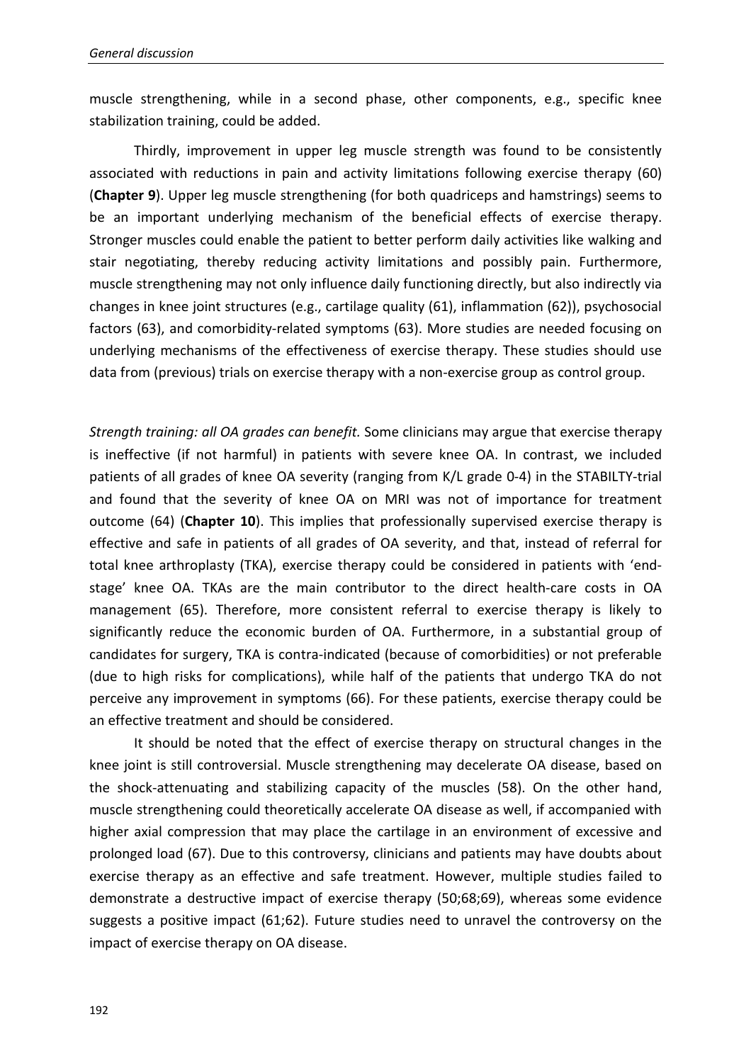muscle strengthening, while in a second phase, other components, e.g., specific knee stabilization training, could be added.

Thirdly, improvement in upper leg muscle strength was found to be consistently associated with reductions in pain and activity limitations following exercise therapy (60) (**Chapter 9**). Upper leg muscle strengthening (for both quadriceps and hamstrings) seems to be an important underlying mechanism of the beneficial effects of exercise therapy. Stronger muscles could enable the patient to better perform daily activities like walking and stair negotiating, thereby reducing activity limitations and possibly pain. Furthermore, muscle strengthening may not only influence daily functioning directly, but also indirectly via changes in knee joint structures (e.g., cartilage quality (61), inflammation (62)), psychosocial factors (63), and comorbidity-related symptoms (63). More studies are needed focusing on underlying mechanisms of the effectiveness of exercise therapy. These studies should use data from (previous) trials on exercise therapy with a non-exercise group as control group.

*Strength training: all OA grades can benefit.* Some clinicians may argue that exercise therapy is ineffective (if not harmful) in patients with severe knee OA. In contrast, we included patients of all grades of knee OA severity (ranging from K/L grade 0-4) in the STABILTY-trial and found that the severity of knee OA on MRI was not of importance for treatment outcome (64) (**Chapter 10**). This implies that professionally supervised exercise therapy is effective and safe in patients of all grades of OA severity, and that, instead of referral for total knee arthroplasty (TKA), exercise therapy could be considered in patients with 'end-stage' knee OA. TKAs are the main contributor to the direct health-care costs in OA management (65). Therefore, more consistent referral to exercise therapy is likely to significantly reduce the economic burden of OA. Furthermore, in a substantial group of candidates for surgery, TKA is contra-indicated (because of comorbidities) or not preferable (due to high risks for complications), while half of the patients that undergo TKA do not perceive any improvement in symptoms (66). For these patients, exercise therapy could be an effective treatment and should be considered.

It should be noted that the effect of exercise therapy on structural changes in the knee joint is still controversial. Muscle strengthening may decelerate OA disease, based on the shock-attenuating and stabilizing capacity of the muscles (58). On the other hand, muscle strengthening could theoretically accelerate OA disease as well, if accompanied with higher axial compression that may place the cartilage in an environment of excessive and prolonged load (67). Due to this controversy, clinicians and patients may have doubts about exercise therapy as an effective and safe treatment. However, multiple studies failed to demonstrate a destructive impact of exercise therapy (50;68;69), whereas some evidence suggests a positive impact (61;62). Future studies need to unravel the controversy on the impact of exercise therapy on OA disease.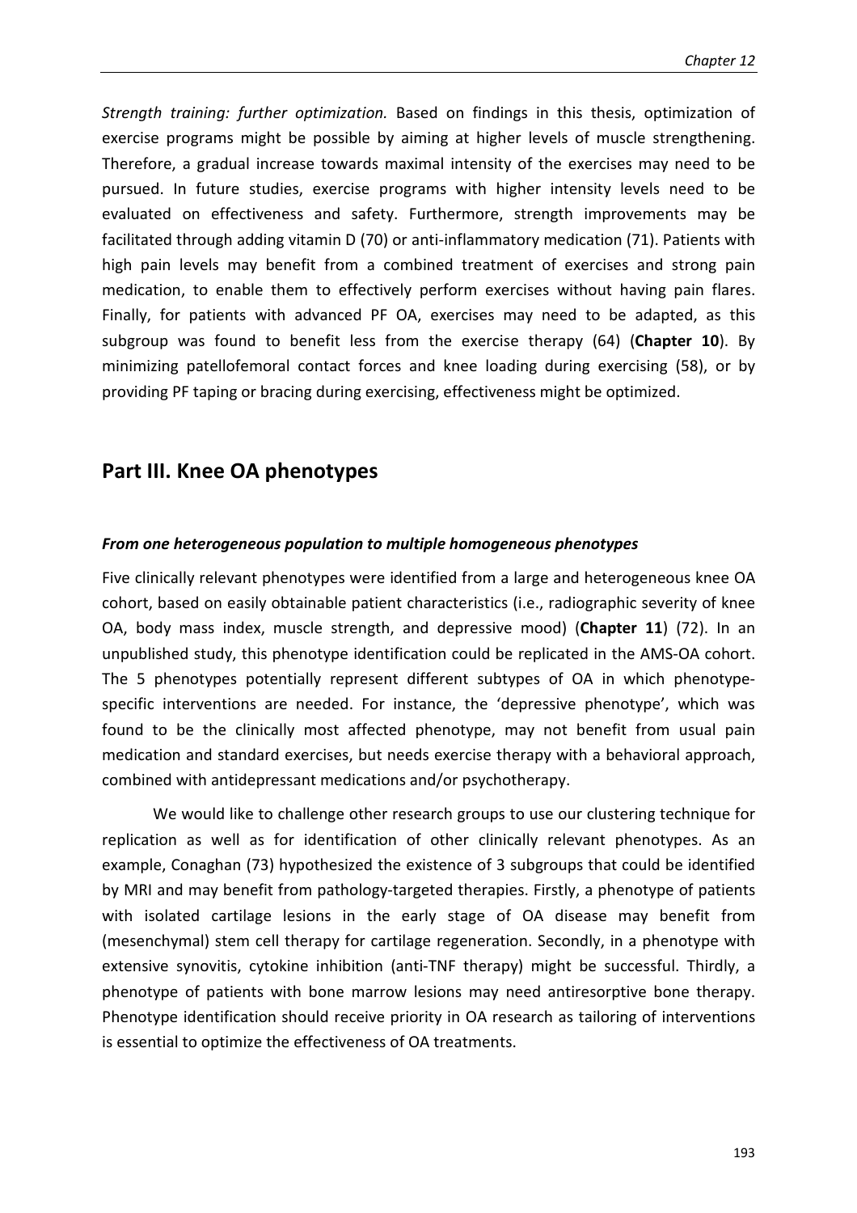*Strength training: further optimization.* Based on findings in this thesis, optimization of exercise programs might be possible by aiming at higher levels of muscle strengthening. Therefore, a gradual increase towards maximal intensity of the exercises may need to be pursued. In future studies, exercise programs with higher intensity levels need to be evaluated on effectiveness and safety. Furthermore, strength improvements may be facilitated through adding vitamin D (70) or anti-inflammatory medication (71). Patients with high pain levels may benefit from a combined treatment of exercises and strong pain medication, to enable them to effectively perform exercises without having pain flares. Finally, for patients with advanced PF OA, exercises may need to be adapted, as this subgroup was found to benefit less from the exercise therapy (64) (**Chapter 10**). By minimizing patellofemoral contact forces and knee loading during exercising (58), or by providing PF taping or bracing during exercising, effectiveness might be optimized.

## Part III. Knee OA phenotypes

### *From one heterogeneous population to multiple homogeneous phenotypes*

Five clinically relevant phenotypes were identified from a large and heterogeneous knee OA cohort, based on easily obtainable patient characteristics (i.e., radiographic severity of knee OA, body mass index, muscle strength, and depressive mood) (**Chapter 11**) (72). In an unpublished study, this phenotype identification could be replicated in the AMS-OA cohort. The 5 phenotypes potentially represent different subtypes of OA in which phenotype-specific interventions are needed. For instance, the 'depressive phenotype', which was found to be the clinically most affected phenotype, may not benefit from usual pain medication and standard exercises, but needs exercise therapy with a behavioral approach, combined with antidepressant medications and/or psychotherapy.

We would like to challenge other research groups to use our clustering technique for replication as well as for identification of other clinically relevant phenotypes. As an example, Conaghan (73) hypothesized the existence of 3 subgroups that could be identified by MRI and may benefit from pathology-targeted therapies. Firstly, a phenotype of patients with isolated cartilage lesions in the early stage of OA disease may benefit from (mesenchymal) stem cell therapy for cartilage regeneration. Secondly, in a phenotype with extensive synovitis, cytokine inhibition (anti-TNF therapy) might be successful. Thirdly, a phenotype of patients with bone marrow lesions may need antiresorptive bone therapy. Phenotype identification should receive priority in OA research as tailoring of interventions is essential to optimize the effectiveness of OA treatments.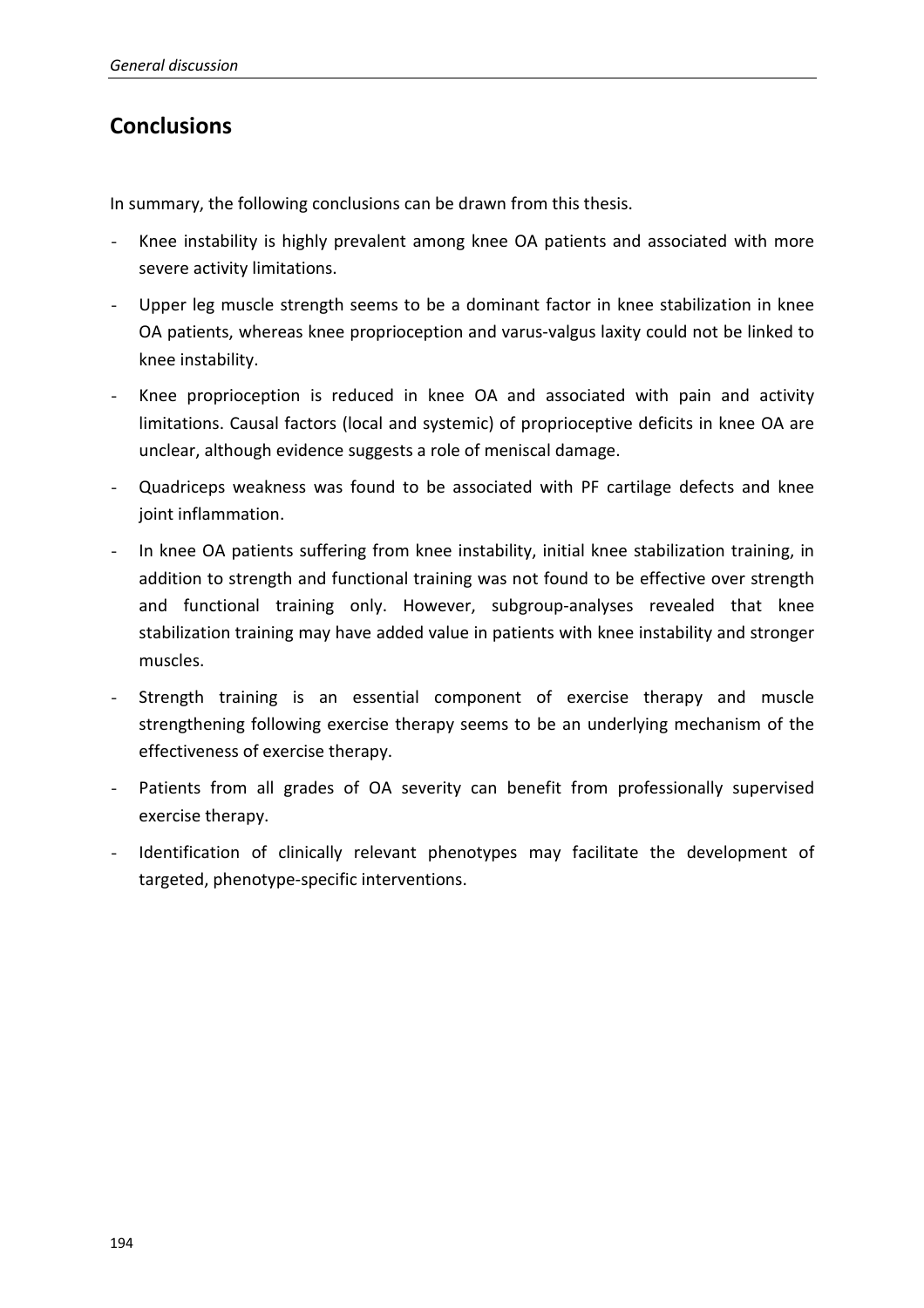## Conclusions

In summary, the following conclusions can be drawn from this thesis.

- Knee instability is highly prevalent among knee OA patients and associated with more severe activity limitations.
- Upper leg muscle strength seems to be a dominant factor in knee stabilization in knee OA patients, whereas knee proprioception and varus-valgus laxity could not be linked to knee instability.
- Knee proprioception is reduced in knee OA and associated with pain and activity limitations. Causal factors (local and systemic) of proprioceptive deficits in knee OA are unclear, although evidence suggests a role of meniscal damage.
- Quadriceps weakness was found to be associated with PF cartilage defects and knee joint inflammation.
- In knee OA patients suffering from knee instability, initial knee stabilization training, in addition to strength and functional training was not found to be effective over strength and functional training only. However, subgroup-analyses revealed that knee stabilization training may have added value in patients with knee instability and stronger muscles.
- Strength training is an essential component of exercise therapy and muscle strengthening following exercise therapy seems to be an underlying mechanism of the effectiveness of exercise therapy.
- Patients from all grades of OA severity can benefit from professionally supervised exercise therapy.
- Identification of clinically relevant phenotypes may facilitate the development of targeted, phenotype-specific interventions.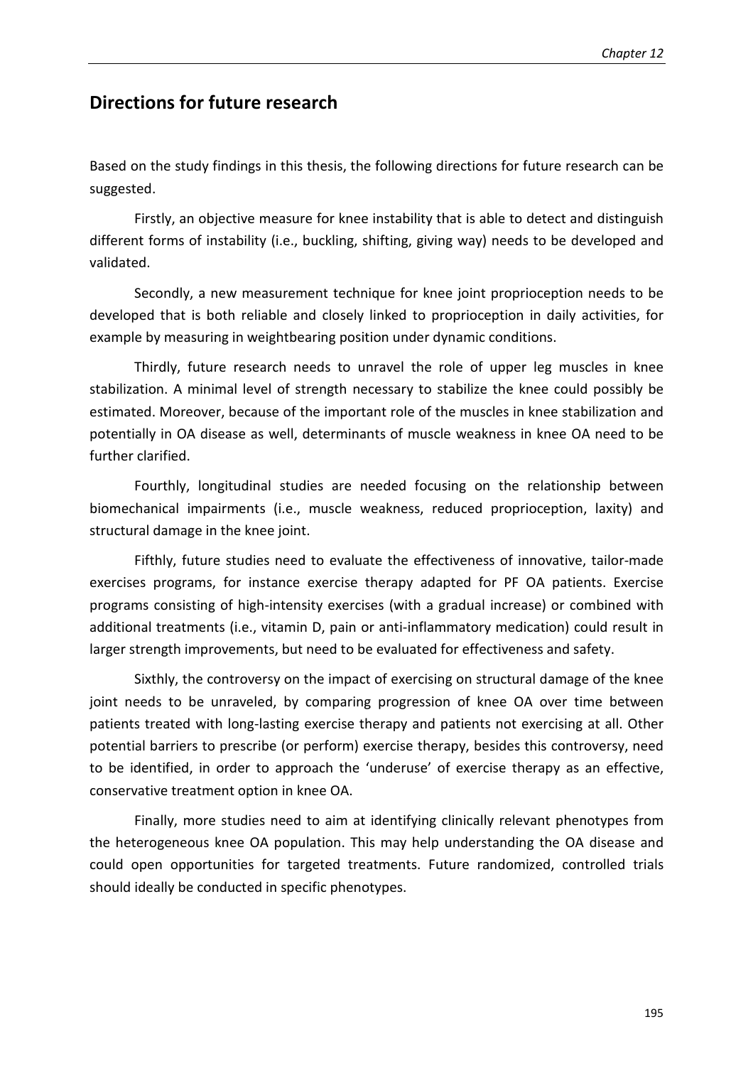## Directions for future research

Based on the study findings in this thesis, the following directions for future research can be suggested.

Firstly, an objective measure for knee instability that is able to detect and distinguish different forms of instability (i.e., buckling, shifting, giving way) needs to be developed and validated.

Secondly, a new measurement technique for knee joint proprioception needs to be developed that is both reliable and closely linked to proprioception in daily activities, for example by measuring in weightbearing position under dynamic conditions.

Thirdly, future research needs to unravel the role of upper leg muscles in knee stabilization. A minimal level of strength necessary to stabilize the knee could possibly be estimated. Moreover, because of the important role of the muscles in knee stabilization and potentially in OA disease as well, determinants of muscle weakness in knee OA need to be further clarified.

Fourthly, longitudinal studies are needed focusing on the relationship between biomechanical impairments (i.e., muscle weakness, reduced proprioception, laxity) and structural damage in the knee joint.

Fifthly, future studies need to evaluate the effectiveness of innovative, tailor-made exercises programs, for instance exercise therapy adapted for PF OA patients. Exercise programs consisting of high-intensity exercises (with a gradual increase) or combined with additional treatments (i.e., vitamin D, pain or anti-inflammatory medication) could result in larger strength improvements, but need to be evaluated for effectiveness and safety.

Sixthly, the controversy on the impact of exercising on structural damage of the knee joint needs to be unraveled, by comparing progression of knee OA over time between patients treated with long-lasting exercise therapy and patients not exercising at all. Other potential barriers to prescribe (or perform) exercise therapy, besides this controversy, need to be identified, in order to approach the 'underuse' of exercise therapy as an effective, conservative treatment option in knee OA.

Finally, more studies need to aim at identifying clinically relevant phenotypes from the heterogeneous knee OA population. This may help understanding the OA disease and could open opportunities for targeted treatments. Future randomized, controlled trials should ideally be conducted in specific phenotypes.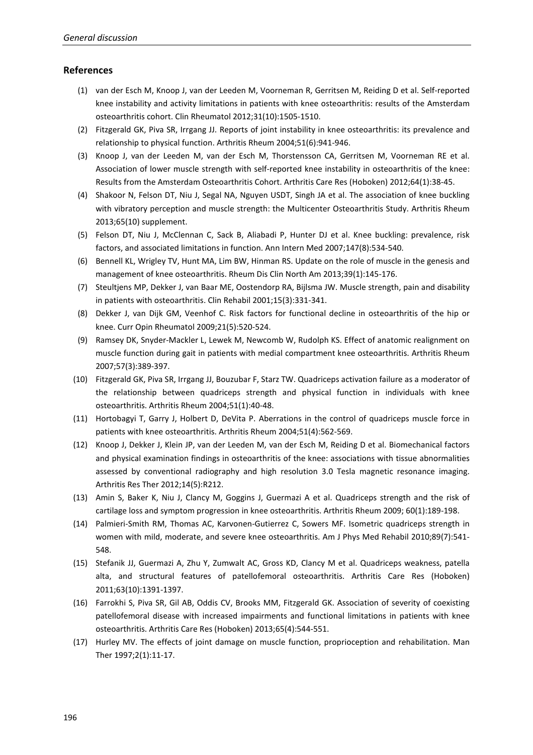## References

(1) van der Esch M, Knoop J, van der Leeden M, Voorneman R, Gerritsen M, Reiding D et al. Self-reported knee instability and activity limitations in patients with knee osteoarthritis: results of the Amsterdam osteoarthritis cohort. Clin Rheumatol 2012;31(10):1505-1510.

(2) Fitzgerald GK, Piva SR, Irrgang JJ. Reports of joint instability in knee osteoarthritis: its prevalence and relationship to physical function. Arthritis Rheum 2004;51(6):941-946.

(3) Knoop J, van der Leeden M, van der Esch M, Thorstensson CA, Gerritsen M, Voorneman RE et al. Association of lower muscle strength with self-reported knee instability in osteoarthritis of the knee: Results from the Amsterdam Osteoarthritis Cohort. Arthritis Care Res (Hoboken) 2012;64(1):38-45.

(4) Shakoor N, Felson DT, Niu J, Segal NA, Nguyen USDT, Singh JA et al. The association of knee buckling with vibratory perception and muscle strength: the Multicenter Osteoarthritis Study. Arthritis Rheum 2013;65(10) supplement.

(5) Felson DT, Niu J, McClennan C, Sack B, Aliabadi P, Hunter DJ et al. Knee buckling: prevalence, risk factors, and associated limitations in function. Ann Intern Med 2007;147(8):534-540.

(6) Bennell KL, Wrigley TV, Hunt MA, Lim BW, Hinman RS. Update on the role of muscle in the genesis and management of knee osteoarthritis. Rheum Dis Clin North Am 2013;39(1):145-176.

(7) Steultjens MP, Dekker J, van Baar ME, Oostendorp RA, Bijlsma JW. Muscle strength, pain and disability in patients with osteoarthritis. Clin Rehabil 2001;15(3):331-341.

(8) Dekker J, van Dijk GM, Veenhof C. Risk factors for functional decline in osteoarthritis of the hip or knee. Curr Opin Rheumatol 2009;21(5):520-524.

(9) Ramsey DK, Snyder-Mackler L, Lewek M, Newcomb W, Rudolph KS. Effect of anatomic realignment on muscle function during gait in patients with medial compartment knee osteoarthritis. Arthritis Rheum 2007;57(3):389-397.

(10) Fitzgerald GK, Piva SR, Irrgang JJ, Bouzubar F, Starz TW. Quadriceps activation failure as a moderator of the relationship between quadriceps strength and physical function in individuals with knee osteoarthritis. Arthritis Rheum 2004;51(1):40-48.

(11) Hortobagyi T, Garry J, Holbert D, DeVita P. Aberrations in the control of quadriceps muscle force in patients with knee osteoarthritis. Arthritis Rheum 2004;51(4):562-569.

(12) Knoop J, Dekker J, Klein JP, van der Leeden M, van der Esch M, Reiding D et al. Biomechanical factors and physical examination findings in osteoarthritis of the knee: associations with tissue abnormalities assessed by conventional radiography and high resolution 3.0 Tesla magnetic resonance imaging. Arthritis Res Ther 2012;14(5):R212.

(13) Amin S, Baker K, Niu J, Clancy M, Goggins J, Guermazi A et al. Quadriceps strength and the risk of cartilage loss and symptom progression in knee osteoarthritis. Arthritis Rheum 2009; 60(1):189-198.

(14) Palmieri-Smith RM, Thomas AC, Karvonen-Gutierrez C, Sowers MF. Isometric quadriceps strength in women with mild, moderate, and severe knee osteoarthritis. Am J Phys Med Rehabil 2010;89(7):541-548.

(15) Stefanik JJ, Guermazi A, Zhu Y, Zumwalt AC, Gross KD, Clancy M et al. Quadriceps weakness, patella alta, and structural features of patellofemoral osteoarthritis. Arthritis Care Res (Hoboken) 2011;63(10):1391-1397.

(16) Farrokhi S, Piva SR, Gil AB, Oddis CV, Brooks MM, Fitzgerald GK. Association of severity of coexisting patellofemoral disease with increased impairments and functional limitations in patients with knee osteoarthritis. Arthritis Care Res (Hoboken) 2013;65(4):544-551.

(17) Hurley MV. The effects of joint damage on muscle function, proprioception and rehabilitation. Man Ther 1997;2(1):11-17.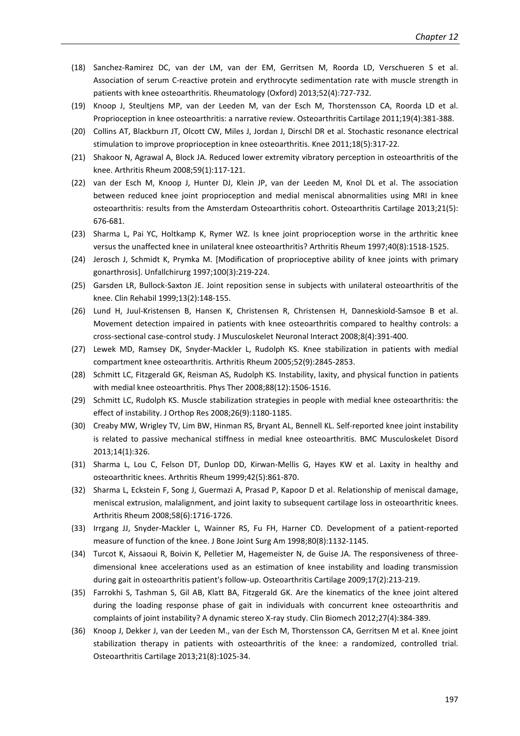(18) Sanchez-Ramirez DC, van der LM, van der EM, Gerritsen M, Roorda LD, Verschueren S et al. Association of serum C-reactive protein and erythrocyte sedimentation rate with muscle strength in patients with knee osteoarthritis. Rheumatology (Oxford) 2013;52(4):727-732.

(19) Knoop J, Steultjens MP, van der Leeden M, van der Esch M, Thorstensson CA, Roorda LD et al. Proprioception in knee osteoarthritis: a narrative review. Osteoarthritis Cartilage 2011;19(4):381-388.

(20) Collins AT, Blackburn JT, Olcott CW, Miles J, Jordan J, Dirschl DR et al. Stochastic resonance electrical stimulation to improve proprioception in knee osteoarthritis. Knee 2011;18(5):317-22.

(21) Shakoor N, Agrawal A, Block JA. Reduced lower extremity vibratory perception in osteoarthritis of the knee. Arthritis Rheum 2008;59(1):117-121.

(22) van der Esch M, Knoop J, Hunter DJ, Klein JP, van der Leeden M, Knol DL et al. The association between reduced knee joint proprioception and medial meniscal abnormalities using MRI in knee osteoarthritis: results from the Amsterdam Osteoarthritis cohort. Osteoarthritis Cartilage 2013;21(5): 676-681.

(23) Sharma L, Pai YC, Holtkamp K, Rymer WZ. Is knee joint proprioception worse in the arthritic knee versus the unaffected knee in unilateral knee osteoarthritis? Arthritis Rheum 1997;40(8):1518-1525.

(24) Jerosch J, Schmidt K, Prymka M. [Modification of proprioceptive ability of knee joints with primary gonarthrosis]. Unfallchirurg 1997;100(3):219-224.

(25) Garsden LR, Bullock-Saxton JE. Joint reposition sense in subjects with unilateral osteoarthritis of the knee. Clin Rehabil 1999;13(2):148-155.

(26) Lund H, Juul-Kristensen B, Hansen K, Christensen R, Christensen H, Danneskiold-Samsoe B et al. Movement detection impaired in patients with knee osteoarthritis compared to healthy controls: a cross-sectional case-control study. J Musculoskelet Neuronal Interact 2008;8(4):391-400.

(27) Lewek MD, Ramsey DK, Snyder-Mackler L, Rudolph KS. Knee stabilization in patients with medial compartment knee osteoarthritis. Arthritis Rheum 2005;52(9):2845-2853.

(28) Schmitt LC, Fitzgerald GK, Reisman AS, Rudolph KS. Instability, laxity, and physical function in patients with medial knee osteoarthritis. Phys Ther 2008;88(12):1506-1516.

(29) Schmitt LC, Rudolph KS. Muscle stabilization strategies in people with medial knee osteoarthritis: the effect of instability. J Orthop Res 2008;26(9):1180-1185.

(30) Creaby MW, Wrigley TV, Lim BW, Hinman RS, Bryant AL, Bennell KL. Self-reported knee joint instability is related to passive mechanical stiffness in medial knee osteoarthritis. BMC Musculoskelet Disord 2013;14(1):326.

(31) Sharma L, Lou C, Felson DT, Dunlop DD, Kirwan-Mellis G, Hayes KW et al. Laxity in healthy and osteoarthritic knees. Arthritis Rheum 1999;42(5):861-870.

(32) Sharma L, Eckstein F, Song J, Guermazi A, Prasad P, Kapoor D et al. Relationship of meniscal damage, meniscal extrusion, malalignment, and joint laxity to subsequent cartilage loss in osteoarthritic knees. Arthritis Rheum 2008;58(6):1716-1726.

(33) Irrgang JJ, Snyder-Mackler L, Wainner RS, Fu FH, Harner CD. Development of a patient-reported measure of function of the knee. J Bone Joint Surg Am 1998;80(8):1132-1145.

(34) Turcot K, Aissaoui R, Boivin K, Pelletier M, Hagemeister N, de Guise JA. The responsiveness of three-dimensional knee accelerations used as an estimation of knee instability and loading transmission during gait in osteoarthritis patient's follow-up. Osteoarthritis Cartilage 2009;17(2):213-219.

(35) Farrokhi S, Tashman S, Gil AB, Klatt BA, Fitzgerald GK. Are the kinematics of the knee joint altered during the loading response phase of gait in individuals with concurrent knee osteoarthritis and complaints of joint instability? A dynamic stereo X-ray study. Clin Biomech 2012;27(4):384-389.

(36) Knoop J, Dekker J, van der Leeden M., van der Esch M, Thorstensson CA, Gerritsen M et al. Knee joint stabilization therapy in patients with osteoarthritis of the knee: a randomized, controlled trial. Osteoarthritis Cartilage 2013;21(8):1025-34.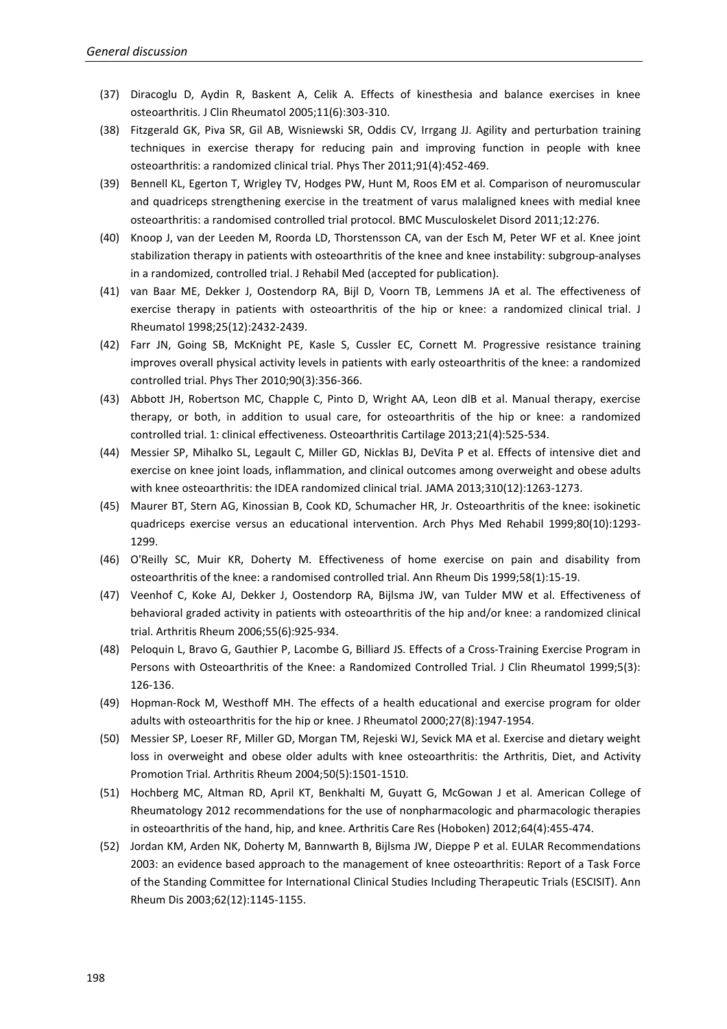(37) Diracoglu D, Aydin R, Baskent A, Celik A. Effects of kinesthesia and balance exercises in knee osteoarthritis. J Clin Rheumatol 2005;11(6):303-310.

(38) Fitzgerald GK, Piva SR, Gil AB, Wisniewski SR, Oddis CV, Irrgang JJ. Agility and perturbation training techniques in exercise therapy for reducing pain and improving function in people with knee osteoarthritis: a randomized clinical trial. Phys Ther 2011;91(4):452-469.

(39) Bennell KL, Egerton T, Wrigley TV, Hodges PW, Hunt M, Roos EM et al. Comparison of neuromuscular and quadriceps strengthening exercise in the treatment of varus malaligned knees with medial knee osteoarthritis: a randomised controlled trial protocol. BMC Musculoskelet Disord 2011;12:276.

(40) Knoop J, van der Leeden M, Roorda LD, Thorstensson CA, van der Esch M, Peter WF et al. Knee joint stabilization therapy in patients with osteoarthritis of the knee and knee instability: subgroup-analyses in a randomized, controlled trial. J Rehabil Med (accepted for publication).

(41) van Baar ME, Dekker J, Oostendorp RA, Bijl D, Voorn TB, Lemmens JA et al. The effectiveness of exercise therapy in patients with osteoarthritis of the hip or knee: a randomized clinical trial. J Rheumatol 1998;25(12):2432-2439.

(42) Farr JN, Going SB, McKnight PE, Kasle S, Cussler EC, Cornett M. Progressive resistance training improves overall physical activity levels in patients with early osteoarthritis of the knee: a randomized controlled trial. Phys Ther 2010;90(3):356-366.

(43) Abbott JH, Robertson MC, Chapple C, Pinto D, Wright AA, Leon dlB et al. Manual therapy, exercise therapy, or both, in addition to usual care, for osteoarthritis of the hip or knee: a randomized controlled trial. 1: clinical effectiveness. Osteoarthritis Cartilage 2013;21(4):525-534.

(44) Messier SP, Mihalko SL, Legault C, Miller GD, Nicklas BJ, DeVita P et al. Effects of intensive diet and exercise on knee joint loads, inflammation, and clinical outcomes among overweight and obese adults with knee osteoarthritis: the IDEA randomized clinical trial. JAMA 2013;310(12):1263-1273.

(45) Maurer BT, Stern AG, Kinossian B, Cook KD, Schumacher HR, Jr. Osteoarthritis of the knee: isokinetic quadriceps exercise versus an educational intervention. Arch Phys Med Rehabil 1999;80(10):1293-1299.

(46) O'Reilly SC, Muir KR, Doherty M. Effectiveness of home exercise on pain and disability from osteoarthritis of the knee: a randomised controlled trial. Ann Rheum Dis 1999;58(1):15-19.

(47) Veenhof C, Koke AJ, Dekker J, Oostendorp RA, Bijlsma JW, van Tulder MW et al. Effectiveness of behavioral graded activity in patients with osteoarthritis of the hip and/or knee: a randomized clinical trial. Arthritis Rheum 2006;55(6):925-934.

(48) Peloquin L, Bravo G, Gauthier P, Lacombe G, Billiard JS. Effects of a Cross-Training Exercise Program in Persons with Osteoarthritis of the Knee: a Randomized Controlled Trial. J Clin Rheumatol 1999;5(3): 126-136.

(49) Hopman-Rock M, Westhoff MH. The effects of a health educational and exercise program for older adults with osteoarthritis for the hip or knee. J Rheumatol 2000;27(8):1947-1954.

(50) Messier SP, Loeser RF, Miller GD, Morgan TM, Rejeski WJ, Sevick MA et al. Exercise and dietary weight loss in overweight and obese older adults with knee osteoarthritis: the Arthritis, Diet, and Activity Promotion Trial. Arthritis Rheum 2004;50(5):1501-1510.

(51) Hochberg MC, Altman RD, April KT, Benkhalti M, Guyatt G, McGowan J et al. American College of Rheumatology 2012 recommendations for the use of nonpharmacologic and pharmacologic therapies in osteoarthritis of the hand, hip, and knee. Arthritis Care Res (Hoboken) 2012;64(4):455-474.

(52) Jordan KM, Arden NK, Doherty M, Bannwarth B, Bijlsma JW, Dieppe P et al. EULAR Recommendations 2003: an evidence based approach to the management of knee osteoarthritis: Report of a Task Force of the Standing Committee for International Clinical Studies Including Therapeutic Trials (ESCISIT). Ann Rheum Dis 2003;62(12):1145-1155.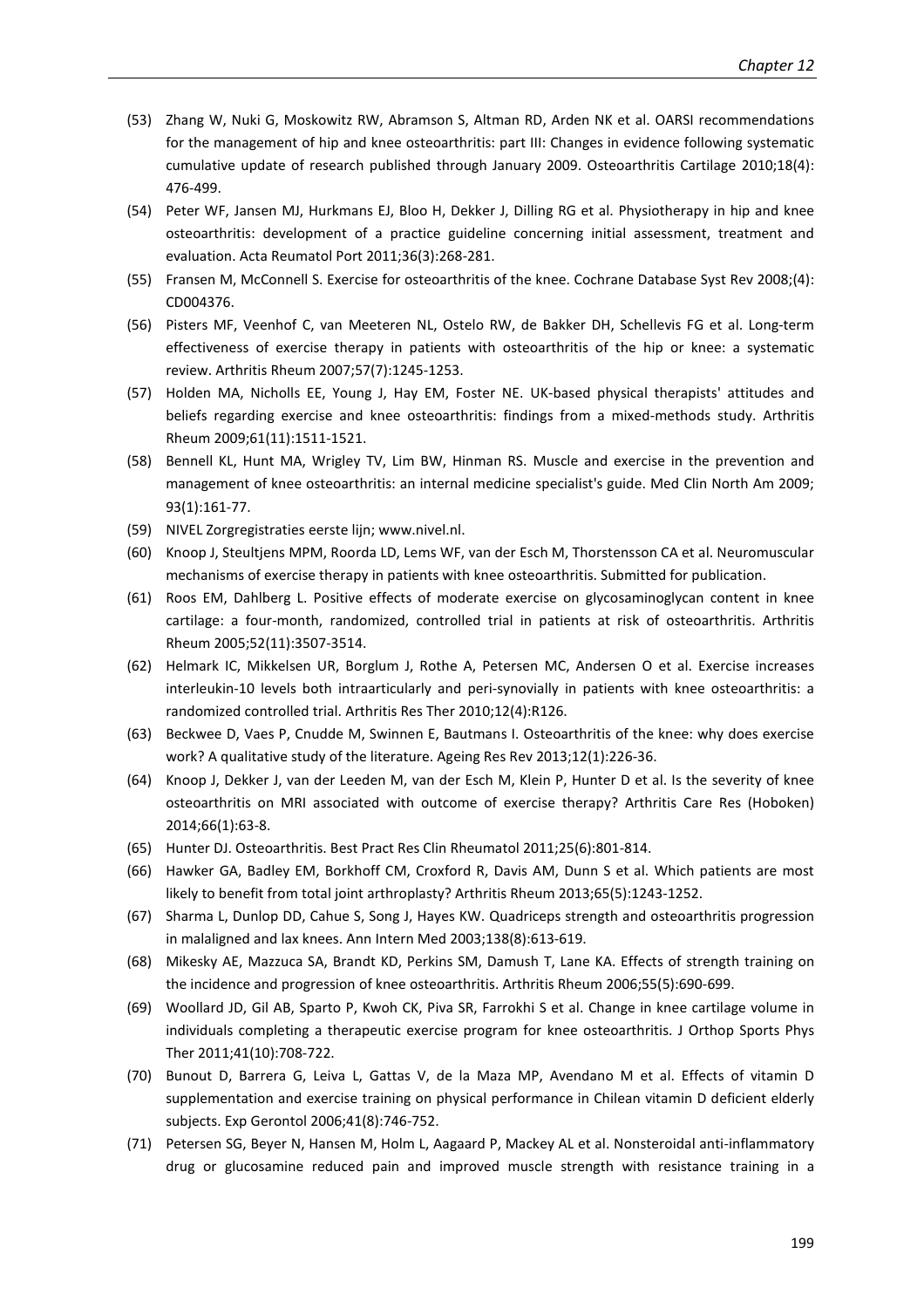(53) Zhang W, Nuki G, Moskowitz RW, Abramson S, Altman RD, Arden NK et al. OARSI recommendations for the management of hip and knee osteoarthritis: part III: Changes in evidence following systematic cumulative update of research published through January 2009. Osteoarthritis Cartilage 2010;18(4): 476-499.

(54) Peter WF, Jansen MJ, Hurkmans EJ, Bloo H, Dekker J, Dilling RG et al. Physiotherapy in hip and knee osteoarthritis: development of a practice guideline concerning initial assessment, treatment and evaluation. Acta Reumatol Port 2011;36(3):268-281.

(55) Fransen M, McConnell S. Exercise for osteoarthritis of the knee. Cochrane Database Syst Rev 2008;(4): CD004376.

(56) Pisters MF, Veenhof C, van Meeteren NL, Ostelo RW, de Bakker DH, Schellevis FG et al. Long-term effectiveness of exercise therapy in patients with osteoarthritis of the hip or knee: a systematic review. Arthritis Rheum 2007;57(7):1245-1253.

(57) Holden MA, Nicholls EE, Young J, Hay EM, Foster NE. UK-based physical therapists' attitudes and beliefs regarding exercise and knee osteoarthritis: findings from a mixed-methods study. Arthritis Rheum 2009;61(11):1511-1521.

(58) Bennell KL, Hunt MA, Wrigley TV, Lim BW, Hinman RS. Muscle and exercise in the prevention and management of knee osteoarthritis: an internal medicine specialist's guide. Med Clin North Am 2009; 93(1):161-77.

(59) NIVEL Zorgregistraties eerste lijn; www.nivel.nl.

(60) Knoop J, Steultjens MPM, Roorda LD, Lems WF, van der Esch M, Thorstensson CA et al. Neuromuscular mechanisms of exercise therapy in patients with knee osteoarthritis. Submitted for publication.

(61) Roos EM, Dahlberg L. Positive effects of moderate exercise on glycosaminoglycan content in knee cartilage: a four-month, randomized, controlled trial in patients at risk of osteoarthritis. Arthritis Rheum 2005;52(11):3507-3514.

(62) Helmark IC, Mikkelsen UR, Borglum J, Rothe A, Petersen MC, Andersen O et al. Exercise increases interleukin-10 levels both intraarticularly and peri-synovially in patients with knee osteoarthritis: a randomized controlled trial. Arthritis Res Ther 2010;12(4):R126.

(63) Beckwee D, Vaes P, Cnudde M, Swinnen E, Bautmans I. Osteoarthritis of the knee: why does exercise work? A qualitative study of the literature. Ageing Res Rev 2013;12(1):226-36.

(64) Knoop J, Dekker J, van der Leeden M, van der Esch M, Klein P, Hunter D et al. Is the severity of knee osteoarthritis on MRI associated with outcome of exercise therapy? Arthritis Care Res (Hoboken) 2014;66(1):63-8.

(65) Hunter DJ. Osteoarthritis. Best Pract Res Clin Rheumatol 2011;25(6):801-814.

(66) Hawker GA, Badley EM, Borkhoff CM, Croxford R, Davis AM, Dunn S et al. Which patients are most likely to benefit from total joint arthroplasty? Arthritis Rheum 2013;65(5):1243-1252.

(67) Sharma L, Dunlop DD, Cahue S, Song J, Hayes KW. Quadriceps strength and osteoarthritis progression in malaligned and lax knees. Ann Intern Med 2003;138(8):613-619.

(68) Mikesky AE, Mazzuca SA, Brandt KD, Perkins SM, Damush T, Lane KA. Effects of strength training on the incidence and progression of knee osteoarthritis. Arthritis Rheum 2006;55(5):690-699.

(69) Woollard JD, Gil AB, Sparto P, Kwoh CK, Piva SR, Farrokhi S et al. Change in knee cartilage volume in individuals completing a therapeutic exercise program for knee osteoarthritis. J Orthop Sports Phys Ther 2011;41(10):708-722.

(70) Bunout D, Barrera G, Leiva L, Gattas V, de la Maza MP, Avendano M et al. Effects of vitamin D supplementation and exercise training on physical performance in Chilean vitamin D deficient elderly subjects. Exp Gerontol 2006;41(8):746-752.

(71) Petersen SG, Beyer N, Hansen M, Holm L, Aagaard P, Mackey AL et al. Nonsteroidal anti-inflammatory drug or glucosamine reduced pain and improved muscle strength with resistance training in a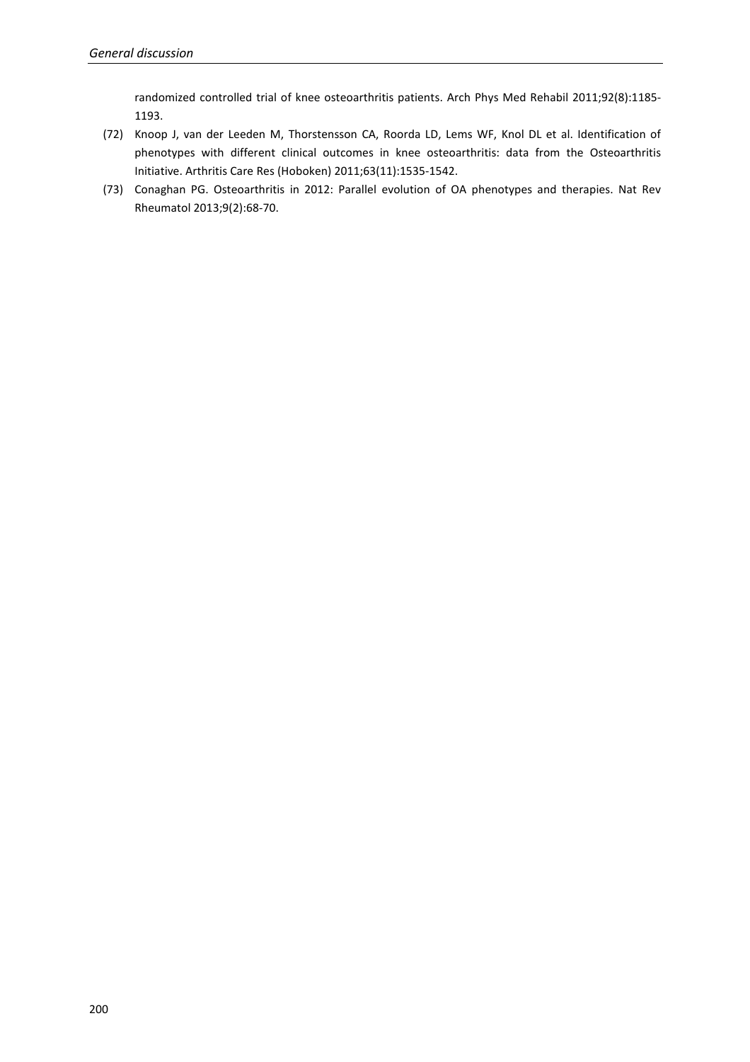randomized controlled trial of knee osteoarthritis patients. Arch Phys Med Rehabil 2011;92(8):1185-1193.

(72) Knoop J, van der Leeden M, Thorstensson CA, Roorda LD, Lems WF, Knol DL et al. Identification of phenotypes with different clinical outcomes in knee osteoarthritis: data from the Osteoarthritis Initiative. Arthritis Care Res (Hoboken) 2011;63(11):1535-1542.

(73) Conaghan PG. Osteoarthritis in 2012: Parallel evolution of OA phenotypes and therapies. Nat Rev Rheumatol 2013;9(2):68-70.